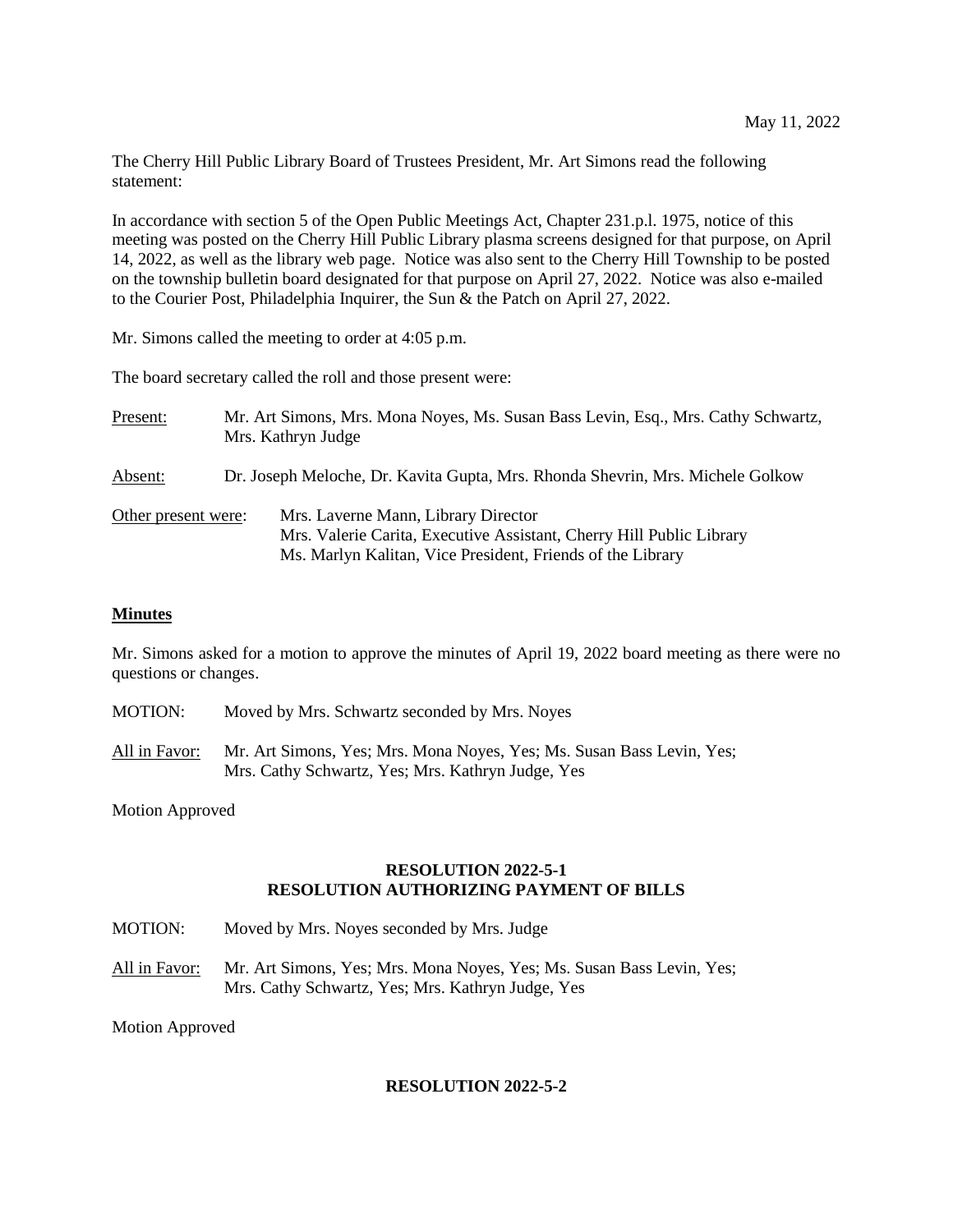May 11, 2022

The Cherry Hill Public Library Board of Trustees President, Mr. Art Simons read the following statement:

In accordance with section 5 of the Open Public Meetings Act, Chapter 231.p.l. 1975, notice of this meeting was posted on the Cherry Hill Public Library plasma screens designed for that purpose, on April 14, 2022, as well as the library web page. Notice was also sent to the Cherry Hill Township to be posted on the township bulletin board designated for that purpose on April 27, 2022. Notice was also e-mailed to the Courier Post, Philadelphia Inquirer, the Sun & the Patch on April 27, 2022.

Mr. Simons called the meeting to order at 4:05 p.m.

The board secretary called the roll and those present were:

Present: Mr. Art Simons, Mrs. Mona Noyes, Ms. Susan Bass Levin, Esq., Mrs. Cathy Schwartz, Mrs. Kathryn Judge

Absent: Dr. Joseph Meloche, Dr. Kavita Gupta, Mrs. Rhonda Shevrin, Mrs. Michele Golkow

Other present were: Mrs. Laverne Mann, Library Director
Mrs. Valerie Carita, Executive Assistant, Cherry Hill Public Library
Ms. Marlyn Kalitan, Vice President, Friends of the Library

## Minutes

Mr. Simons asked for a motion to approve the minutes of April 19, 2022 board meeting as there were no questions or changes.

MOTION: Moved by Mrs. Schwartz seconded by Mrs. Noyes

All in Favor: Mr. Art Simons, Yes; Mrs. Mona Noyes, Yes; Ms. Susan Bass Levin, Yes; Mrs. Cathy Schwartz, Yes; Mrs. Kathryn Judge, Yes

Motion Approved

## RESOLUTION 2022-5-1
## RESOLUTION AUTHORIZING PAYMENT OF BILLS

MOTION: Moved by Mrs. Noyes seconded by Mrs. Judge

All in Favor: Mr. Art Simons, Yes; Mrs. Mona Noyes, Yes; Ms. Susan Bass Levin, Yes; Mrs. Cathy Schwartz, Yes; Mrs. Kathryn Judge, Yes

Motion Approved

## RESOLUTION 2022-5-2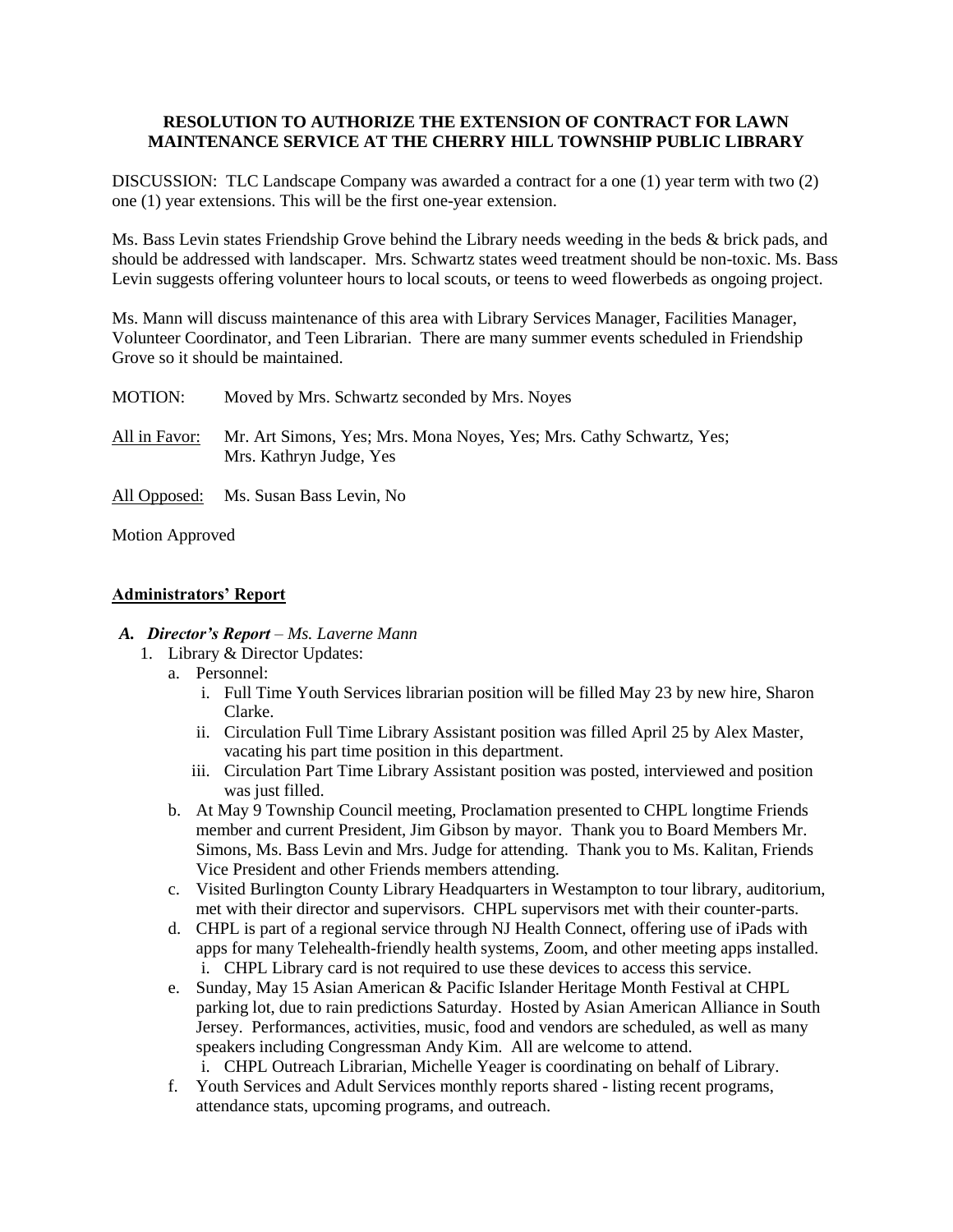**RESOLUTION TO AUTHORIZE THE EXTENSION OF CONTRACT FOR LAWN MAINTENANCE SERVICE AT THE CHERRY HILL TOWNSHIP PUBLIC LIBRARY**

DISCUSSION: TLC Landscape Company was awarded a contract for a one (1) year term with two (2) one (1) year extensions. This will be the first one-year extension.

Ms. Bass Levin states Friendship Grove behind the Library needs weeding in the beds & brick pads, and should be addressed with landscaper. Mrs. Schwartz states weed treatment should be non-toxic. Ms. Bass Levin suggests offering volunteer hours to local scouts, or teens to weed flowerbeds as ongoing project.

Ms. Mann will discuss maintenance of this area with Library Services Manager, Facilities Manager, Volunteer Coordinator, and Teen Librarian. There are many summer events scheduled in Friendship Grove so it should be maintained.

MOTION: Moved by Mrs. Schwartz seconded by Mrs. Noyes

All in Favor: Mr. Art Simons, Yes; Mrs. Mona Noyes, Yes; Mrs. Cathy Schwartz, Yes; Mrs. Kathryn Judge, Yes

All Opposed: Ms. Susan Bass Levin, No

Motion Approved

## Administrators' Report

**A. *Director's Report*** *– Ms. Laverne Mann*

1. Library & Director Updates:
   a. Personnel:
      i. Full Time Youth Services librarian position will be filled May 23 by new hire, Sharon Clarke.
      ii. Circulation Full Time Library Assistant position was filled April 25 by Alex Master, vacating his part time position in this department.
      iii. Circulation Part Time Library Assistant position was posted, interviewed and position was just filled.
   b. At May 9 Township Council meeting, Proclamation presented to CHPL longtime Friends member and current President, Jim Gibson by mayor. Thank you to Board Members Mr. Simons, Ms. Bass Levin and Mrs. Judge for attending. Thank you to Ms. Kalitan, Friends Vice President and other Friends members attending.
   c. Visited Burlington County Library Headquarters in Westampton to tour library, auditorium, met with their director and supervisors. CHPL supervisors met with their counter-parts.
   d. CHPL is part of a regional service through NJ Health Connect, offering use of iPads with apps for many Telehealth-friendly health systems, Zoom, and other meeting apps installed.
      i. CHPL Library card is not required to use these devices to access this service.
   e. Sunday, May 15 Asian American & Pacific Islander Heritage Month Festival at CHPL parking lot, due to rain predictions Saturday. Hosted by Asian American Alliance in South Jersey. Performances, activities, music, food and vendors are scheduled, as well as many speakers including Congressman Andy Kim. All are welcome to attend.
      i. CHPL Outreach Librarian, Michelle Yeager is coordinating on behalf of Library.
   f. Youth Services and Adult Services monthly reports shared - listing recent programs, attendance stats, upcoming programs, and outreach.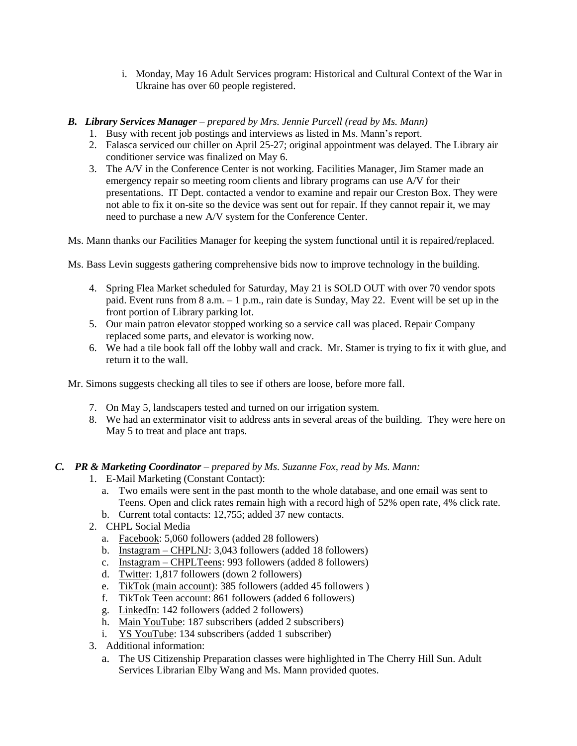i. Monday, May 16 Adult Services program: Historical and Cultural Context of the War in Ukraine has over 60 people registered.

***B. Library Services Manager** – prepared by Mrs. Jennie Purcell (read by Ms. Mann)*

1. Busy with recent job postings and interviews as listed in Ms. Mann's report.
2. Falasca serviced our chiller on April 25-27; original appointment was delayed. The Library air conditioner service was finalized on May 6.
3. The A/V in the Conference Center is not working. Facilities Manager, Jim Stamer made an emergency repair so meeting room clients and library programs can use A/V for their presentations. IT Dept. contacted a vendor to examine and repair our Creston Box. They were not able to fix it on-site so the device was sent out for repair. If they cannot repair it, we may need to purchase a new A/V system for the Conference Center.

Ms. Mann thanks our Facilities Manager for keeping the system functional until it is repaired/replaced.

Ms. Bass Levin suggests gathering comprehensive bids now to improve technology in the building.

4. Spring Flea Market scheduled for Saturday, May 21 is SOLD OUT with over 70 vendor spots paid. Event runs from 8 a.m. – 1 p.m., rain date is Sunday, May 22. Event will be set up in the front portion of Library parking lot.
5. Our main patron elevator stopped working so a service call was placed. Repair Company replaced some parts, and elevator is working now.
6. We had a tile book fall off the lobby wall and crack. Mr. Stamer is trying to fix it with glue, and return it to the wall.

Mr. Simons suggests checking all tiles to see if others are loose, before more fall.

7. On May 5, landscapers tested and turned on our irrigation system.
8. We had an exterminator visit to address ants in several areas of the building. They were here on May 5 to treat and place ant traps.

***C. PR & Marketing Coordinator** – prepared by Ms. Suzanne Fox, read by Ms. Mann:*

1. E-Mail Marketing (Constant Contact):
   a. Two emails were sent in the past month to the whole database, and one email was sent to Teens. Open and click rates remain high with a record high of 52% open rate, 4% click rate.
   b. Current total contacts: 12,755; added 37 new contacts.
2. CHPL Social Media
   a. Facebook: 5,060 followers (added 28 followers)
   b. Instagram – CHPLNJ: 3,043 followers (added 18 followers)
   c. Instagram – CHPLTeens: 993 followers (added 8 followers)
   d. Twitter: 1,817 followers (down 2 followers)
   e. TikTok (main account): 385 followers (added 45 followers )
   f. TikTok Teen account: 861 followers (added 6 followers)
   g. LinkedIn: 142 followers (added 2 followers)
   h. Main YouTube: 187 subscribers (added 2 subscribers)
   i. YS YouTube: 134 subscribers (added 1 subscriber)
3. Additional information:
   a. The US Citizenship Preparation classes were highlighted in The Cherry Hill Sun. Adult Services Librarian Elby Wang and Ms. Mann provided quotes.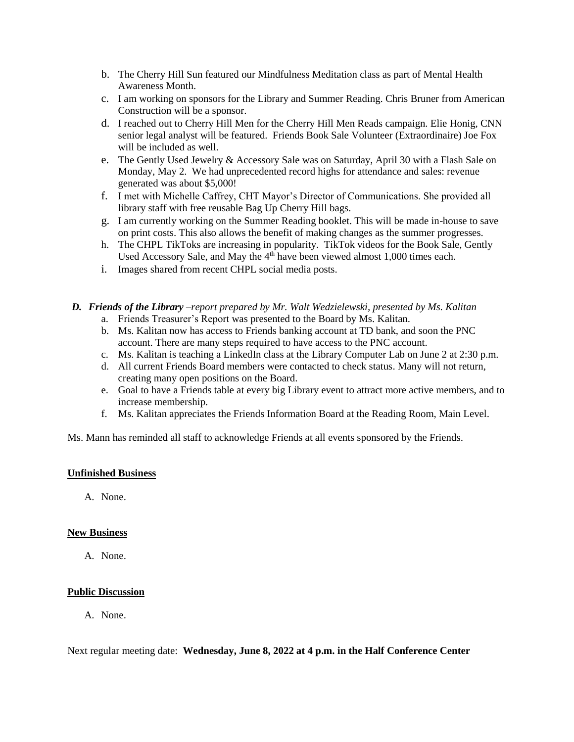b. The Cherry Hill Sun featured our Mindfulness Meditation class as part of Mental Health Awareness Month.
c. I am working on sponsors for the Library and Summer Reading. Chris Bruner from American Construction will be a sponsor.
d. I reached out to Cherry Hill Men for the Cherry Hill Men Reads campaign. Elie Honig, CNN senior legal analyst will be featured. Friends Book Sale Volunteer (Extraordinaire) Joe Fox will be included as well.
e. The Gently Used Jewelry & Accessory Sale was on Saturday, April 30 with a Flash Sale on Monday, May 2. We had unprecedented record highs for attendance and sales: revenue generated was about $5,000!
f. I met with Michelle Caffrey, CHT Mayor's Director of Communications. She provided all library staff with free reusable Bag Up Cherry Hill bags.
g. I am currently working on the Summer Reading booklet. This will be made in-house to save on print costs. This also allows the benefit of making changes as the summer progresses.
h. The CHPL TikToks are increasing in popularity. TikTok videos for the Book Sale, Gently Used Accessory Sale, and May the 4th have been viewed almost 1,000 times each.
i. Images shared from recent CHPL social media posts.

***D. Friends of the Library** –report prepared by Mr. Walt Wedzielewski, presented by Ms. Kalitan*

a. Friends Treasurer's Report was presented to the Board by Ms. Kalitan.
b. Ms. Kalitan now has access to Friends banking account at TD bank, and soon the PNC account. There are many steps required to have access to the PNC account.
c. Ms. Kalitan is teaching a LinkedIn class at the Library Computer Lab on June 2 at 2:30 p.m.
d. All current Friends Board members were contacted to check status. Many will not return, creating many open positions on the Board.
e. Goal to have a Friends table at every big Library event to attract more active members, and to increase membership.
f. Ms. Kalitan appreciates the Friends Information Board at the Reading Room, Main Level.

Ms. Mann has reminded all staff to acknowledge Friends at all events sponsored by the Friends.

**Unfinished Business**

A. None.

**New Business**

A. None.

**Public Discussion**

A. None.

Next regular meeting date: **Wednesday, June 8, 2022 at 4 p.m. in the Half Conference Center**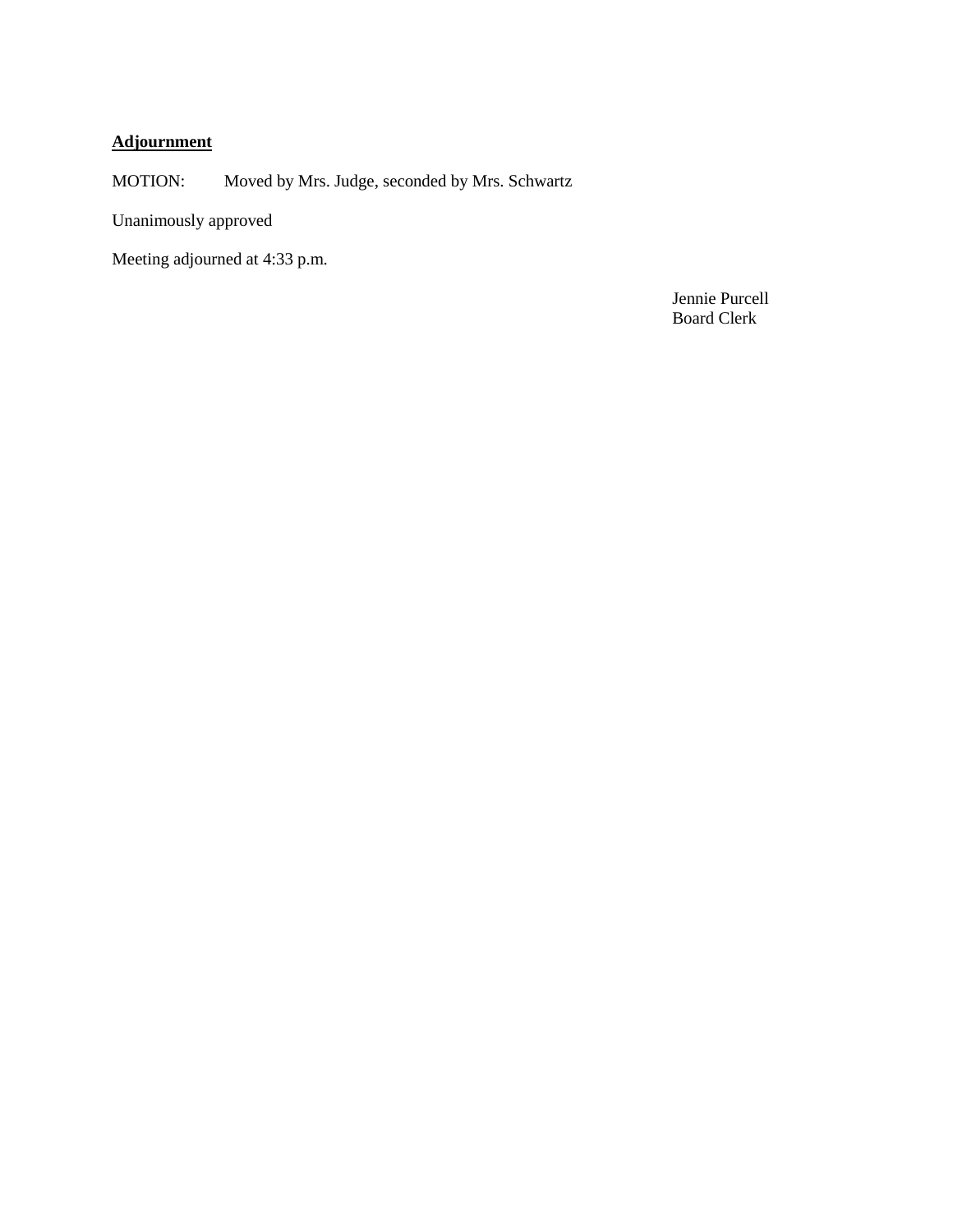**Adjournment**

MOTION: Moved by Mrs. Judge, seconded by Mrs. Schwartz

Unanimously approved

Meeting adjourned at 4:33 p.m.

Jennie Purcell
Board Clerk